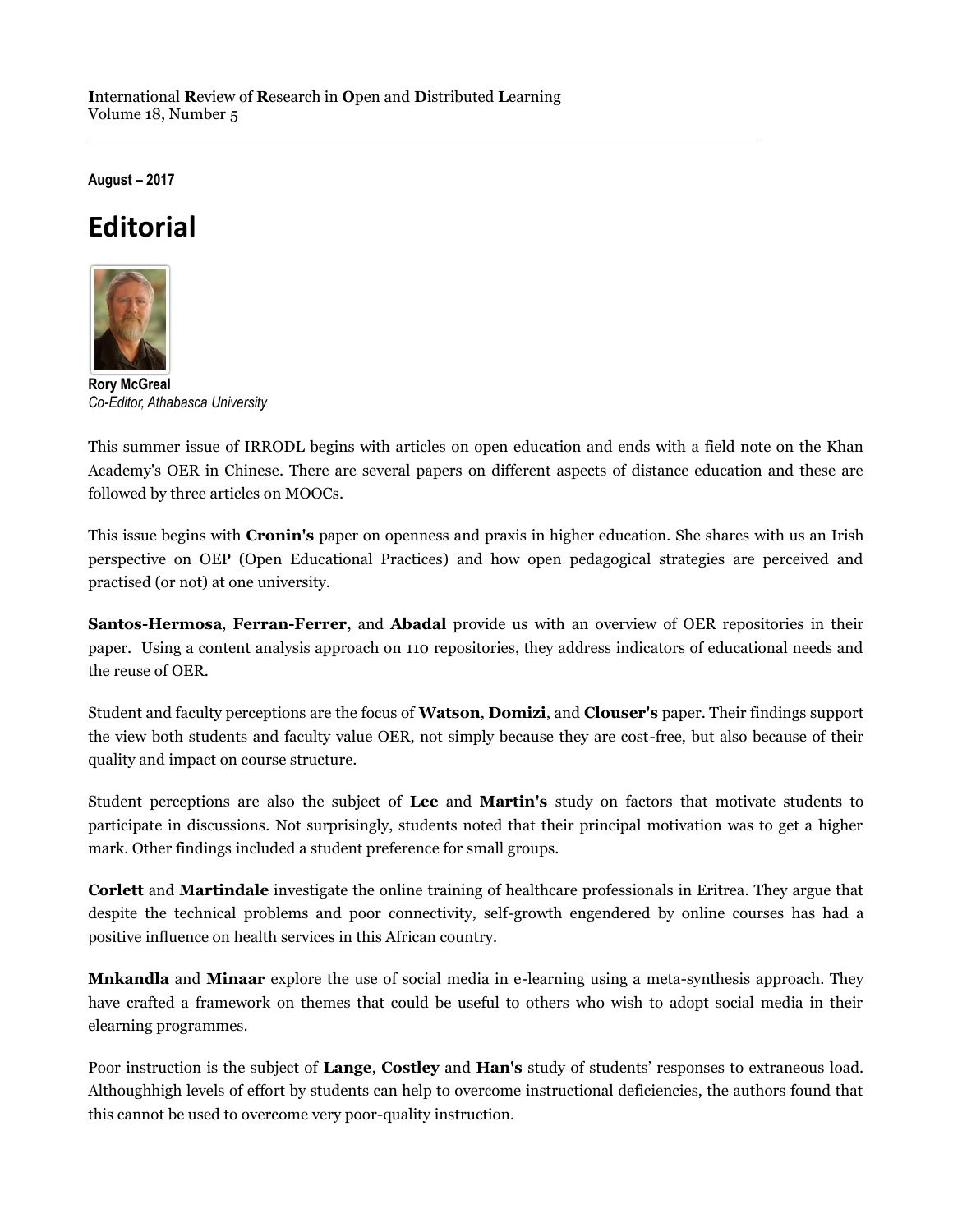**I**nternational **R**eview of **R**esearch in **O**pen and **D**istributed **L**earning
Volume 18, Number 5

**August – 2017**

# Editorial

**Rory McGreal**
*Co-Editor, Athabasca University*

This summer issue of IRRODL begins with articles on open education and ends with a field note on the Khan Academy's OER in Chinese. There are several papers on different aspects of distance education and these are followed by three articles on MOOCs.

This issue begins with **Cronin's** paper on openness and praxis in higher education. She shares with us an Irish perspective on OEP (Open Educational Practices) and how open pedagogical strategies are perceived and practised (or not) at one university.

**Santos-Hermosa**, **Ferran-Ferrer**, and **Abadal** provide us with an overview of OER repositories in their paper. Using a content analysis approach on 110 repositories, they address indicators of educational needs and the reuse of OER.

Student and faculty perceptions are the focus of **Watson**, **Domizi**, and **Clouser's** paper. Their findings support the view both students and faculty value OER, not simply because they are cost-free, but also because of their quality and impact on course structure.

Student perceptions are also the subject of **Lee** and **Martin's** study on factors that motivate students to participate in discussions. Not surprisingly, students noted that their principal motivation was to get a higher mark. Other findings included a student preference for small groups.

**Corlett** and **Martindale** investigate the online training of healthcare professionals in Eritrea. They argue that despite the technical problems and poor connectivity, self-growth engendered by online courses has had a positive influence on health services in this African country.

**Mnkandla** and **Minaar** explore the use of social media in e-learning using a meta-synthesis approach. They have crafted a framework on themes that could be useful to others who wish to adopt social media in their elearning programmes.

Poor instruction is the subject of **Lange**, **Costley** and **Han's** study of students' responses to extraneous load. Althoughhigh levels of effort by students can help to overcome instructional deficiencies, the authors found that this cannot be used to overcome very poor-quality instruction.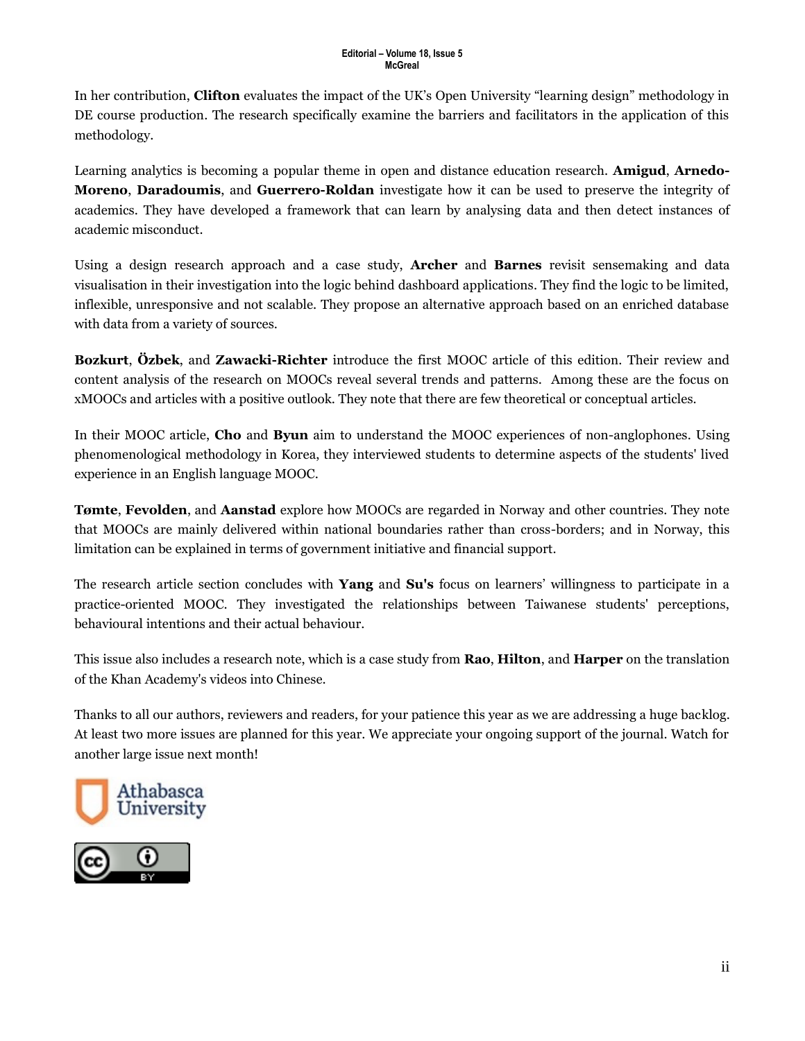In her contribution, **Clifton** evaluates the impact of the UK's Open University "learning design" methodology in DE course production. The research specifically examine the barriers and facilitators in the application of this methodology.

Learning analytics is becoming a popular theme in open and distance education research. **Amigud**, **Arnedo-Moreno**, **Daradoumis**, and **Guerrero-Roldan** investigate how it can be used to preserve the integrity of academics. They have developed a framework that can learn by analysing data and then detect instances of academic misconduct.

Using a design research approach and a case study, **Archer** and **Barnes** revisit sensemaking and data visualisation in their investigation into the logic behind dashboard applications. They find the logic to be limited, inflexible, unresponsive and not scalable. They propose an alternative approach based on an enriched database with data from a variety of sources.

**Bozkurt**, **Özbek**, and **Zawacki-Richter** introduce the first MOOC article of this edition. Their review and content analysis of the research on MOOCs reveal several trends and patterns. Among these are the focus on xMOOCs and articles with a positive outlook. They note that there are few theoretical or conceptual articles.

In their MOOC article, **Cho** and **Byun** aim to understand the MOOC experiences of non-anglophones. Using phenomenological methodology in Korea, they interviewed students to determine aspects of the students' lived experience in an English language MOOC.

**Tømte**, **Fevolden**, and **Aanstad** explore how MOOCs are regarded in Norway and other countries. They note that MOOCs are mainly delivered within national boundaries rather than cross-borders; and in Norway, this limitation can be explained in terms of government initiative and financial support.

The research article section concludes with **Yang** and **Su's** focus on learners' willingness to participate in a practice-oriented MOOC. They investigated the relationships between Taiwanese students' perceptions, behavioural intentions and their actual behaviour.

This issue also includes a research note, which is a case study from **Rao**, **Hilton**, and **Harper** on the translation of the Khan Academy's videos into Chinese.

Thanks to all our authors, reviewers and readers, for your patience this year as we are addressing a huge backlog. At least two more issues are planned for this year. We appreciate your ongoing support of the journal. Watch for another large issue next month!

Athabasca University